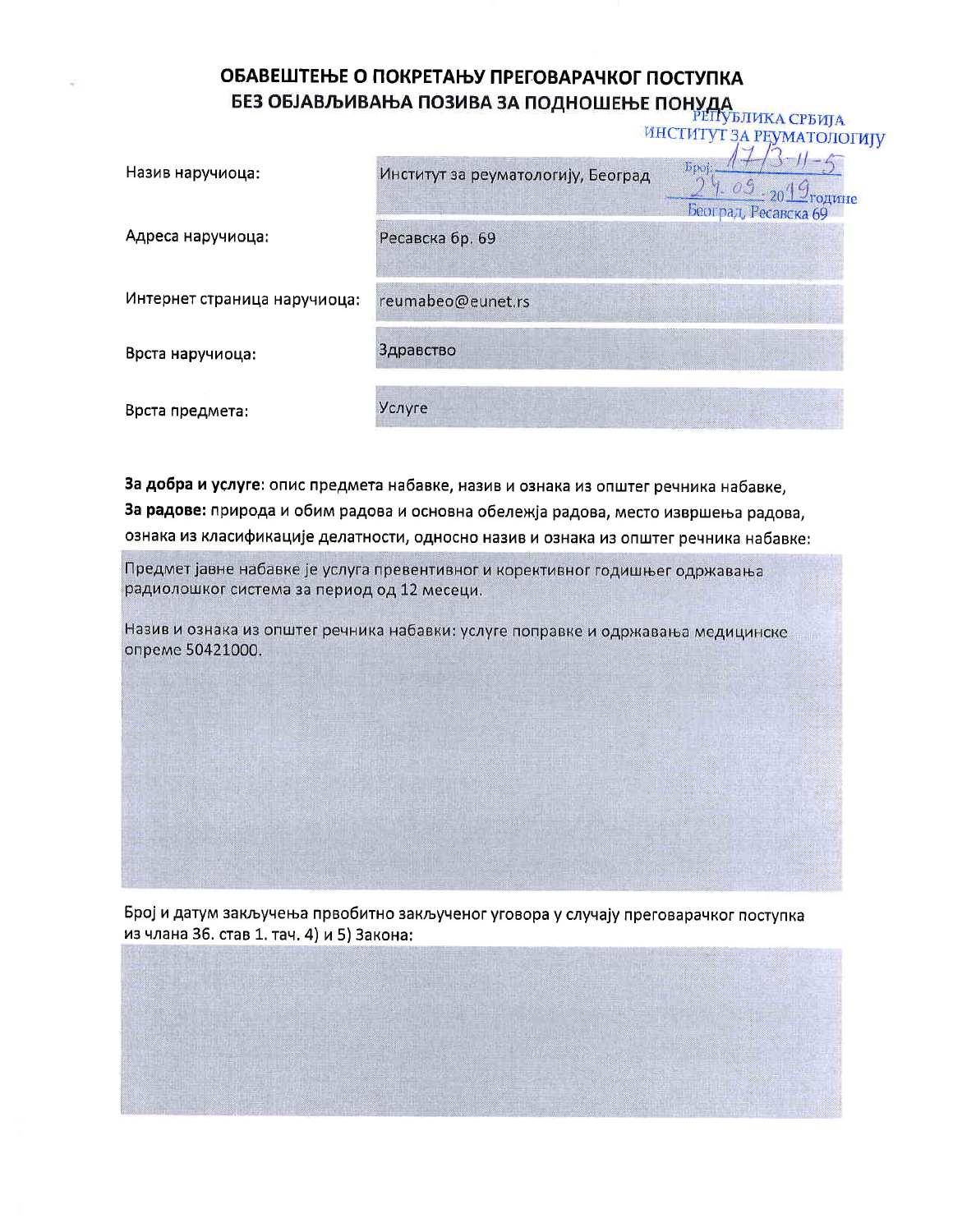# ОБАВЕШТЕЊЕ О ПОКРЕТАЊУ ПРЕГОВАРАЧКОГ ПОСТУПКА БЕЗ ОБЈАВЉИВАЊА ПОЗИВА ЗА ПОДНОШЕЊЕ ПОНУДА

РЕПУБЛИКА СРБИЈА
ИНСТИТУТ ЗА РЕУМАТОЛОГИЈУ
Број: 1713-11-5
24.09.2019 године
Београд, Ресавска 69

| | |
|---|---|
| Назив наручиоца: | Институт за реуматологију, Београд |
| Адреса наручиоца: | Ресавска бр. 69 |
| Интернет страница наручиоца: | reumabeo@eunet.rs |
| Врста наручиоца: | Здравство |
| Врста предмета: | Услуге |

**За добра и услуге**: опис предмета набавке, назив и ознака из општег речника набавке,
**За радове:** природа и обим радова и основна обележја радова, место извршења радова, ознака из класификације делатности, односно назив и ознака из општег речника набавке:

Предмет јавне набавке је услуга превентивног и корективног годишњег одржавања радиолошког система за период од 12 месеци.

Назив и ознака из општег речника набавки: услуге поправке и одржавања медицинске опреме 50421000.

Број и датум закључења првобитно закљученог уговора у случају преговарачког поступка из члана 36. став 1. тач. 4) и 5) Закона: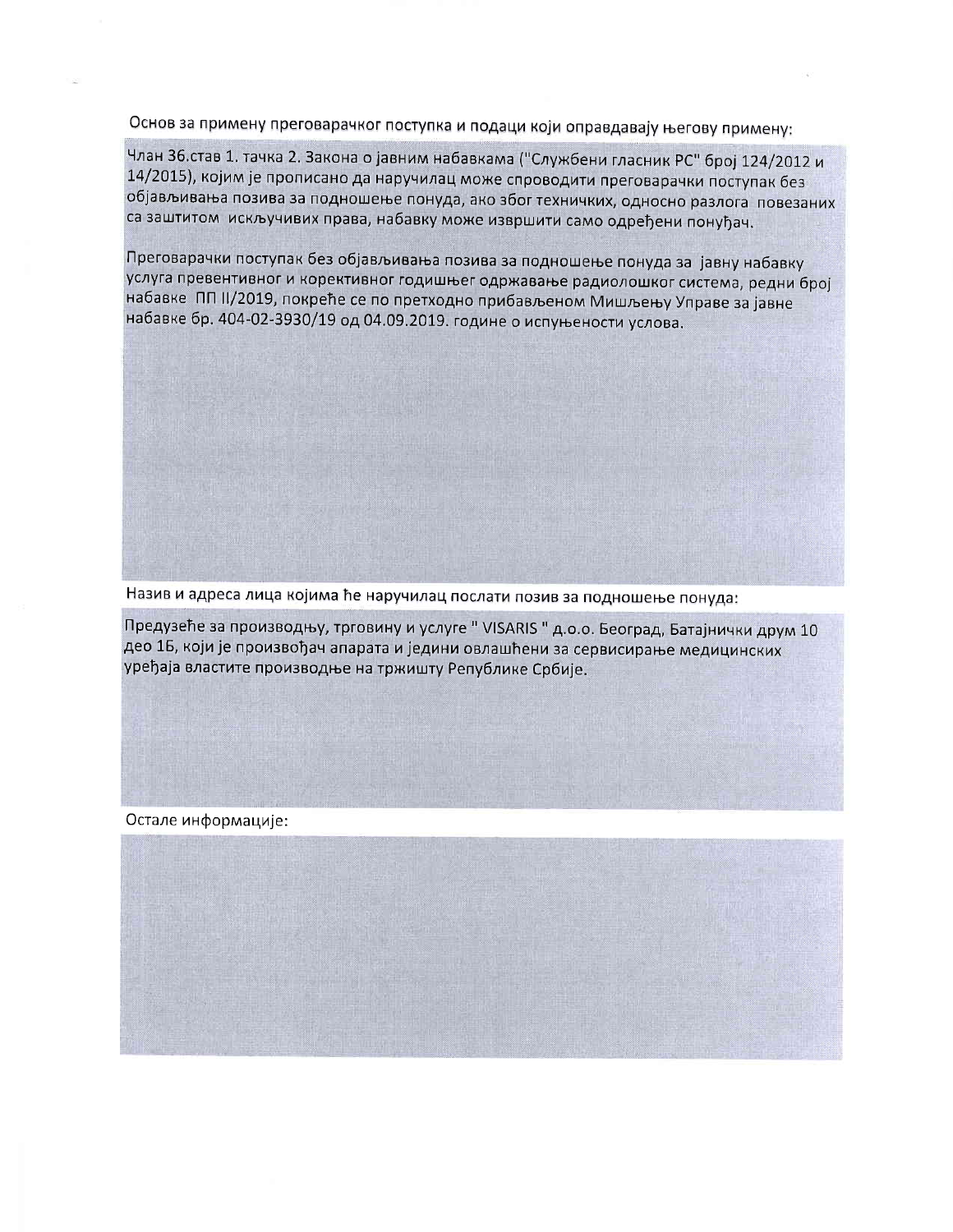Основ за примену преговарачког поступка и подаци који оправдавају његову примену:

Члан 36.став 1. тачка 2. Закона о јавним набавкама ("Службени гласник РС" број 124/2012 и 14/2015), којим је прописано да наручилац може спроводити преговарачки поступак без објављивања позива за подношење понуда, ако због техничких, односно разлога повезаних са заштитом искључивих права, набавку може извршити само одређени понуђач.

Преговарачки поступак без објављивања позива за подношење понуда за јавну набавку услуга превентивног и корективног годишњег одржавање радиолошког система, редни број набавке ПП II/2019, покреће се по претходно прибављеном Мишљењу Управе за јавне набавке бр. 404-02-3930/19 од 04.09.2019. године о испуњености услова.

Назив и адреса лица којима ће наручилац послати позив за подношење понуда:

Предузеће за производњу, трговину и услуге " VISARIS " д.о.о. Београд, Батајнички друм 10 део 1Б, који је произвођач апарата и једини овлашћени за сервисирање медицинских уређаја властите производње на тржишту Републике Србије.

Остале информације: